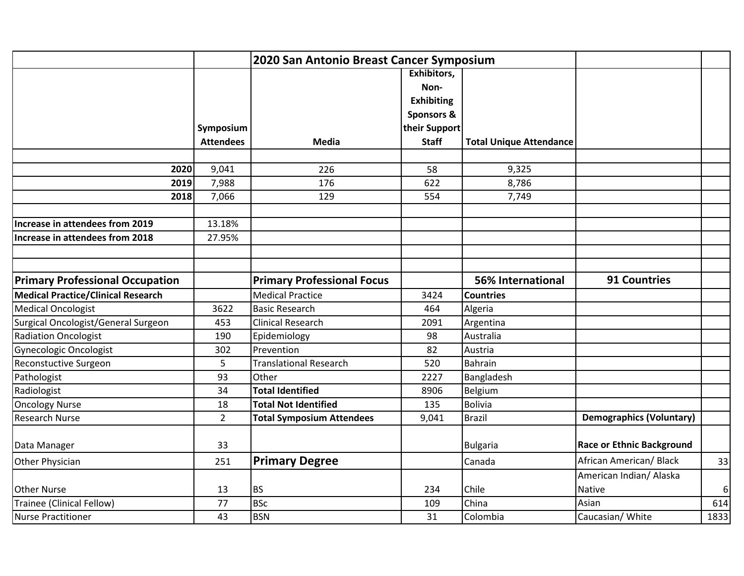| | | 2020 San Antonio Breast Cancer Symposium | | | | |
|---|---|---|---|---|---|---|
| | Symposium Attendees | Media | Exhibitors, Non-Exhibiting Sponsors & their Support Staff | Total Unique Attendance | | |
| | | | | | | |
| **2020** | 9,041 | 226 | 58 | 9,325 | | |
| **2019** | 7,988 | 176 | 622 | 8,786 | | |
| **2018** | 7,066 | 129 | 554 | 7,749 | | |
| | | | | | | |
| **Increase in attendees from 2019** | 13.18% | | | | | |
| **Increase in attendees from 2018** | 27.95% | | | | | |
| | | | | | | |
| | | | | | | |
| **Primary Professional Occupation** | | **Primary Professional Focus** | | **56% International** | **91 Countries** | |
| **Medical Practice/Clinical Research** | | Medical Practice | 3424 | **Countries** | | |
| Medical Oncologist | 3622 | Basic Research | 464 | Algeria | | |
| Surgical Oncologist/General Surgeon | 453 | Clinical Research | 2091 | Argentina | | |
| Radiation Oncologist | 190 | Epidemiology | 98 | Australia | | |
| Gynecologic Oncologist | 302 | Prevention | 82 | Austria | | |
| Reconstuctive Surgeon | 5 | Translational Research | 520 | Bahrain | | |
| Pathologist | 93 | Other | 2227 | Bangladesh | | |
| Radiologist | 34 | **Total Identified** | 8906 | Belgium | | |
| Oncology Nurse | 18 | **Total Not Identified** | 135 | Bolivia | | |
| Research Nurse | 2 | **Total Symposium Attendees** | 9,041 | Brazil | **Demographics (Voluntary)** | |
| Data Manager | 33 | | | Bulgaria | **Race or Ethnic Background** | |
| Other Physician | 251 | **Primary Degree** | | Canada | African American/ Black | 33 |
| Other Nurse | 13 | BS | 234 | Chile | American Indian/ Alaska Native | 6 |
| Trainee (Clinical Fellow) | 77 | BSc | 109 | China | Asian | 614 |
| Nurse Practitioner | 43 | BSN | 31 | Colombia | Caucasian/ White | 1833 |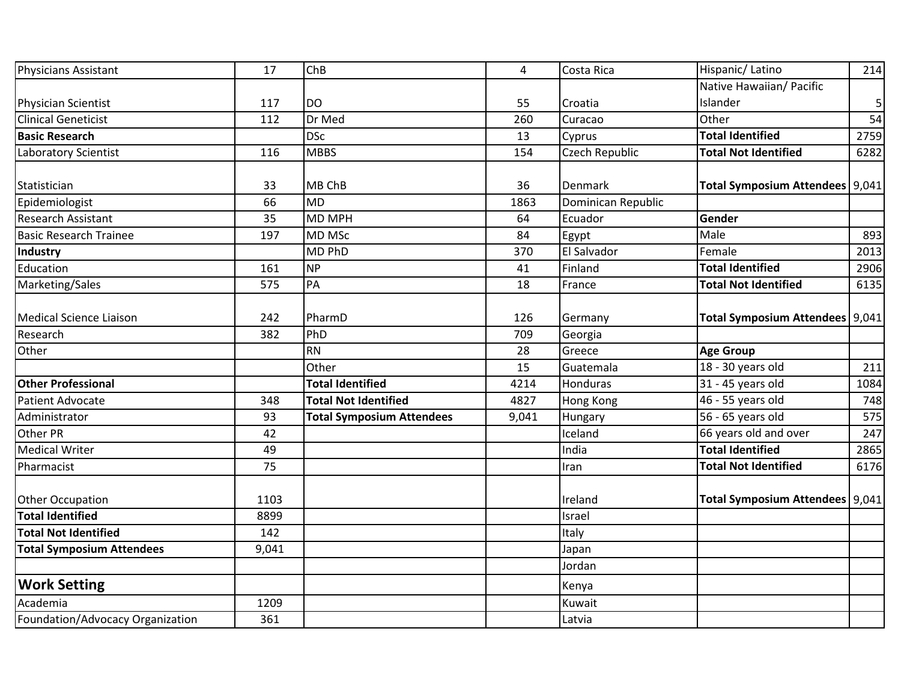| | | | | | | |
|---|---|---|---|---|---|---|
| Physicians Assistant | 17 | ChB | 4 | Costa Rica | Hispanic/ Latino | 214 |
| Physician Scientist | 117 | DO | 55 | Croatia | Native Hawaiian/ Pacific Islander | 5 |
| Clinical Geneticist | 112 | Dr Med | 260 | Curacao | Other | 54 |
| **Basic Research** | | DSc | 13 | Cyprus | **Total Identified** | 2759 |
| Laboratory Scientist | 116 | MBBS | 154 | Czech Republic | **Total Not Identified** | 6282 |
| Statistician | 33 | MB ChB | 36 | Denmark | **Total Symposium Attendees** | 9,041 |
| Epidemiologist | 66 | MD | 1863 | Dominican Republic | | |
| Research Assistant | 35 | MD MPH | 64 | Ecuador | **Gender** | |
| Basic Research Trainee | 197 | MD MSc | 84 | Egypt | Male | 893 |
| **Industry** | | MD PhD | 370 | El Salvador | Female | 2013 |
| Education | 161 | NP | 41 | Finland | **Total Identified** | 2906 |
| Marketing/Sales | 575 | PA | 18 | France | **Total Not Identified** | 6135 |
| Medical Science Liaison | 242 | PharmD | 126 | Germany | **Total Symposium Attendees** | 9,041 |
| Research | 382 | PhD | 709 | Georgia | | |
| Other | | RN | 28 | Greece | **Age Group** | |
| | | Other | 15 | Guatemala | 18 - 30 years old | 211 |
| **Other Professional** | | **Total Identified** | 4214 | Honduras | 31 - 45 years old | 1084 |
| Patient Advocate | 348 | **Total Not Identified** | 4827 | Hong Kong | 46 - 55 years old | 748 |
| Administrator | 93 | **Total Symposium Attendees** | 9,041 | Hungary | 56 - 65 years old | 575 |
| Other PR | 42 | | | Iceland | 66 years old and over | 247 |
| Medical Writer | 49 | | | India | **Total Identified** | 2865 |
| Pharmacist | 75 | | | Iran | **Total Not Identified** | 6176 |
| Other Occupation | 1103 | | | Ireland | **Total Symposium Attendees** | 9,041 |
| **Total Identified** | 8899 | | | Israel | | |
| **Total Not Identified** | 142 | | | Italy | | |
| **Total Symposium Attendees** | 9,041 | | | Japan | | |
| | | | | Jordan | | |
| **Work Setting** | | | | Kenya | | |
| Academia | 1209 | | | Kuwait | | |
| Foundation/Advocacy Organization | 361 | | | Latvia | | |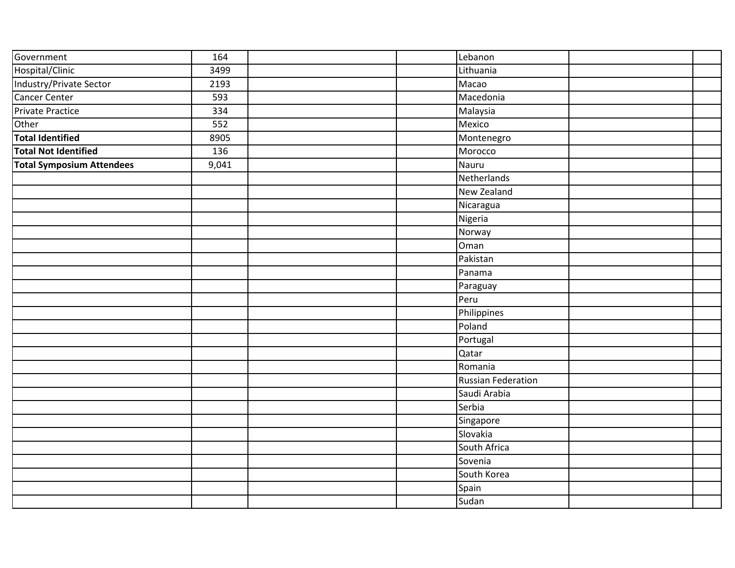| | | | | | | |
|---|---|---|---|---|---|---|
| Government | 164 | | | Lebanon | | |
| Hospital/Clinic | 3499 | | | Lithuania | | |
| Industry/Private Sector | 2193 | | | Macao | | |
| Cancer Center | 593 | | | Macedonia | | |
| Private Practice | 334 | | | Malaysia | | |
| Other | 552 | | | Mexico | | |
| **Total Identified** | 8905 | | | Montenegro | | |
| **Total Not Identified** | 136 | | | Morocco | | |
| **Total Symposium Attendees** | 9,041 | | | Nauru | | |
| | | | | Netherlands | | |
| | | | | New Zealand | | |
| | | | | Nicaragua | | |
| | | | | Nigeria | | |
| | | | | Norway | | |
| | | | | Oman | | |
| | | | | Pakistan | | |
| | | | | Panama | | |
| | | | | Paraguay | | |
| | | | | Peru | | |
| | | | | Philippines | | |
| | | | | Poland | | |
| | | | | Portugal | | |
| | | | | Qatar | | |
| | | | | Romania | | |
| | | | | Russian Federation | | |
| | | | | Saudi Arabia | | |
| | | | | Serbia | | |
| | | | | Singapore | | |
| | | | | Slovakia | | |
| | | | | South Africa | | |
| | | | | Sovenia | | |
| | | | | South Korea | | |
| | | | | Spain | | |
| | | | | Sudan | | |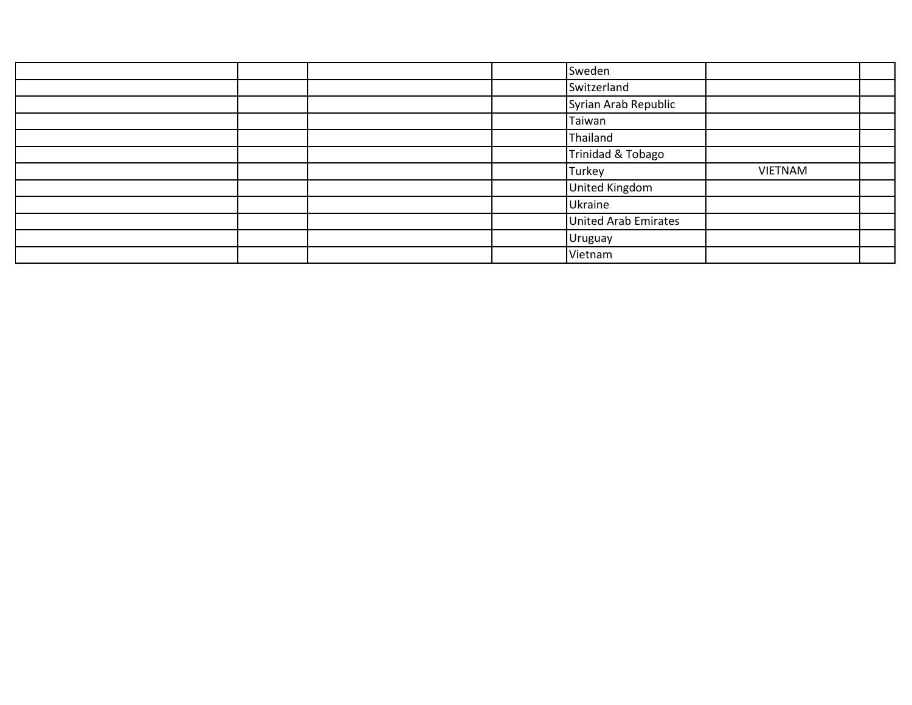| | | | | | | |
|---|---|---|---|---|---|---|
| | | | | Sweden | | |
| | | | | Switzerland | | |
| | | | | Syrian Arab Republic | | |
| | | | | Taiwan | | |
| | | | | Thailand | | |
| | | | | Trinidad & Tobago | | |
| | | | | Turkey | VIETNAM | |
| | | | | United Kingdom | | |
| | | | | Ukraine | | |
| | | | | United Arab Emirates | | |
| | | | | Uruguay | | |
| | | | | Vietnam | | |